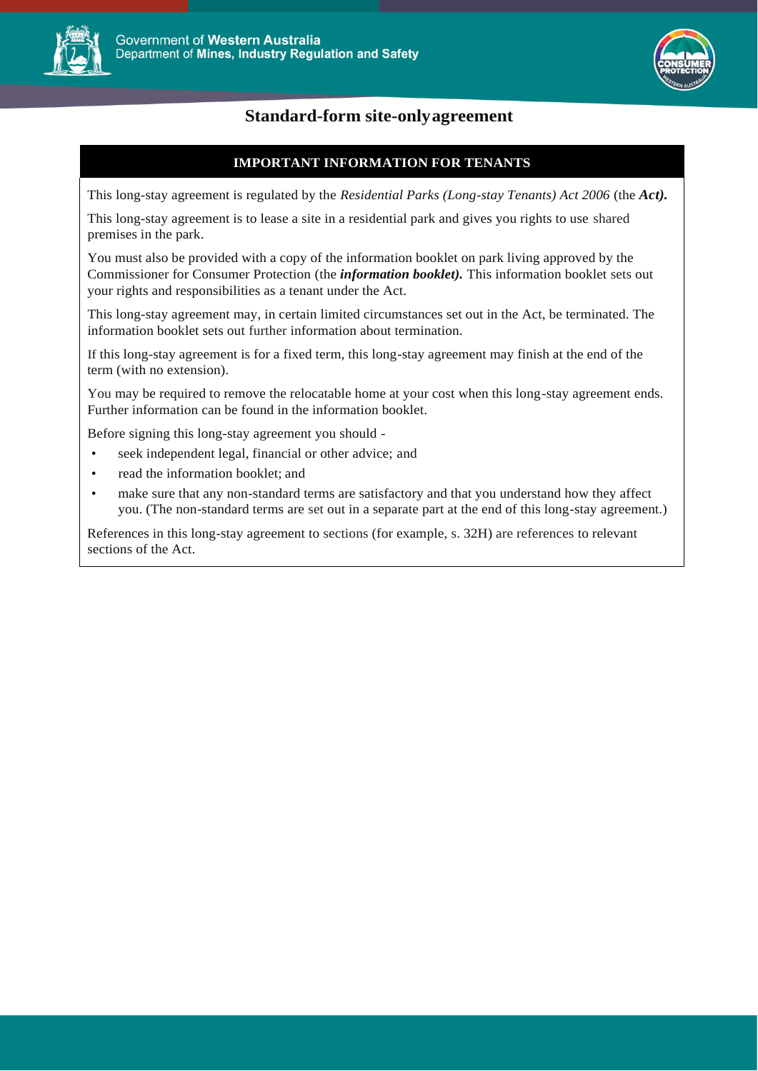Government of **Western Australia**
Department of **Mines, Industry Regulation and Safety**

# Standard-form site-only agreement

## IMPORTANT INFORMATION FOR TENANTS

This long-stay agreement is regulated by the *Residential Parks (Long-stay Tenants) Act 2006* (the ***Act)***.

This long-stay agreement is to lease a site in a residential park and gives you rights to use shared premises in the park.

You must also be provided with a copy of the information booklet on park living approved by the Commissioner for Consumer Protection (the ***information booklet)***. This information booklet sets out your rights and responsibilities as a tenant under the Act.

This long-stay agreement may, in certain limited circumstances set out in the Act, be terminated. The information booklet sets out further information about termination.

If this long-stay agreement is for a fixed term, this long-stay agreement may finish at the end of the term (with no extension).

You may be required to remove the relocatable home at your cost when this long-stay agreement ends. Further information can be found in the information booklet.

Before signing this long-stay agreement you should -

- seek independent legal, financial or other advice; and
- read the information booklet; and
- make sure that any non-standard terms are satisfactory and that you understand how they affect you. (The non-standard terms are set out in a separate part at the end of this long-stay agreement.)

References in this long-stay agreement to sections (for example, s. 32H) are references to relevant sections of the Act.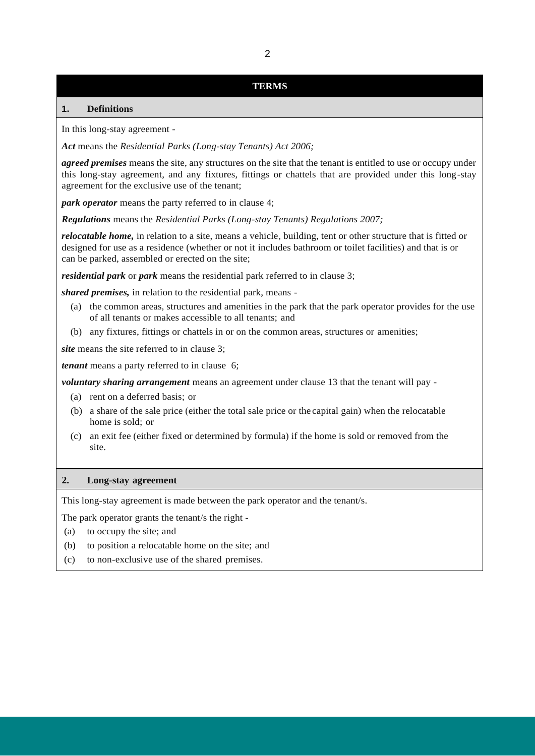# TERMS

## 1. Definitions

In this long-stay agreement -

***Act*** means the *Residential Parks (Long-stay Tenants) Act 2006;*

***agreed premises*** means the site, any structures on the site that the tenant is entitled to use or occupy under this long-stay agreement, and any fixtures, fittings or chattels that are provided under this long-stay agreement for the exclusive use of the tenant;

***park operator*** means the party referred to in clause 4;

***Regulations*** means the *Residential Parks (Long-stay Tenants) Regulations 2007;*

***relocatable home,*** in relation to a site, means a vehicle, building, tent or other structure that is fitted or designed for use as a residence (whether or not it includes bathroom or toilet facilities) and that is or can be parked, assembled or erected on the site;

***residential park*** or ***park*** means the residential park referred to in clause 3;

***shared premises,*** in relation to the residential park, means -

(a) the common areas, structures and amenities in the park that the park operator provides for the use of all tenants or makes accessible to all tenants; and

(b) any fixtures, fittings or chattels in or on the common areas, structures or amenities;

***site*** means the site referred to in clause 3;

***tenant*** means a party referred to in clause 6;

***voluntary sharing arrangement*** means an agreement under clause 13 that the tenant will pay -

(a) rent on a deferred basis; or

(b) a share of the sale price (either the total sale price or the capital gain) when the relocatable home is sold; or

(c) an exit fee (either fixed or determined by formula) if the home is sold or removed from the site.

## 2. Long-stay agreement

This long-stay agreement is made between the park operator and the tenant/s.

The park operator grants the tenant/s the right -

(a) to occupy the site; and

(b) to position a relocatable home on the site; and

(c) to non-exclusive use of the shared premises.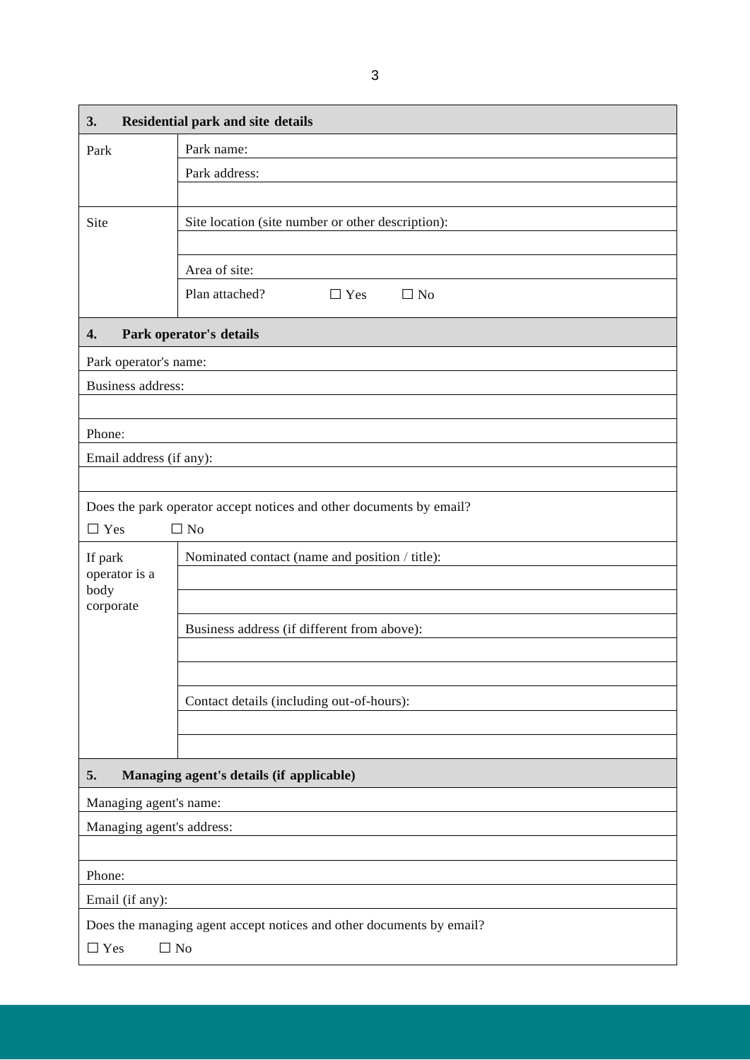| 3. | **Residential park and site details** |
|---|---|
| Park | Park name: |
| | Park address: |
| | |
| Site | Site location (site number or other description): |
| | |
| | Area of site: |
| | Plan attached? ☐ Yes ☐ No |

| 4. | **Park operator's details** |
|---|---|
| Park operator's name: | |
| Business address: | |
| | |
| Phone: | |
| Email address (if any): | |
| | |
| Does the park operator accept notices and other documents by email? ☐ Yes ☐ No | |
| If park operator is a body corporate | Nominated contact (name and position / title): |
| | |
| | |
| | Business address (if different from above): |
| | |
| | |
| | Contact details (including out-of-hours): |
| | |
| | |

| 5. **Managing agent's details (if applicable)** |
|---|
| Managing agent's name: |
| Managing agent's address: |
| |
| Phone: |
| Email (if any): |
| Does the managing agent accept notices and other documents by email? ☐ Yes ☐ No |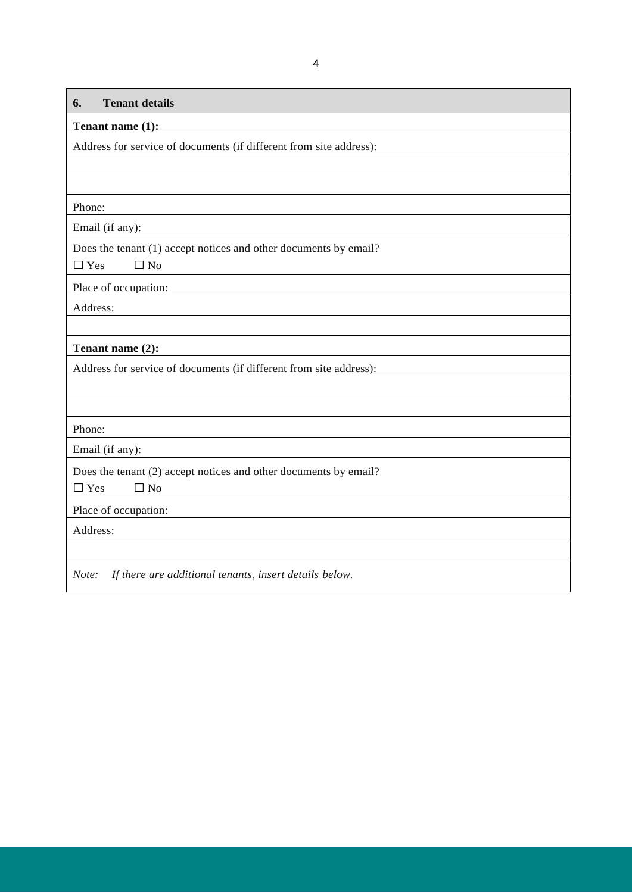| 6. Tenant details |
|---|
| **Tenant name (1):** |
| Address for service of documents (if different from site address): |
| |
| |
| Phone: |
| Email (if any): |
| Does the tenant (1) accept notices and other documents by email?<br>☐ Yes ☐ No |
| Place of occupation: |
| Address: |
| |
| **Tenant name (2):** |
| Address for service of documents (if different from site address): |
| |
| |
| Phone: |
| Email (if any): |
| Does the tenant (2) accept notices and other documents by email?<br>☐ Yes ☐ No |
| Place of occupation: |
| Address: |
| |
| *Note: If there are additional tenants, insert details below.* |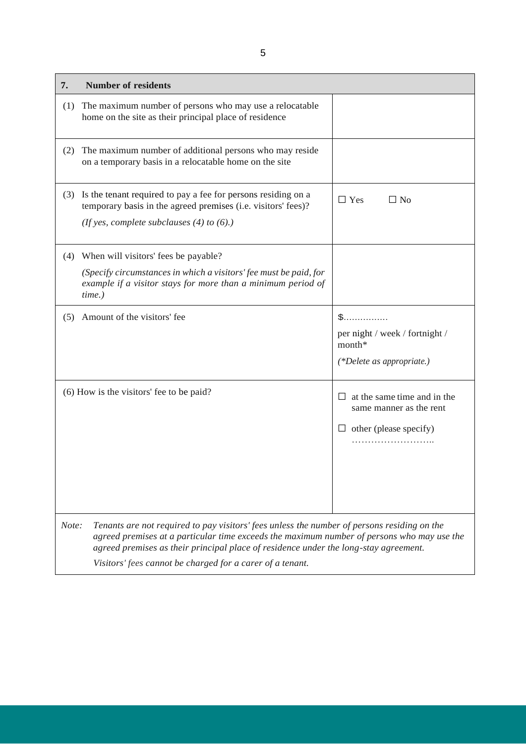| 7. **Number of residents** | |
|---|---|
| (1) The maximum number of persons who may use a relocatable home on the site as their principal place of residence | |
| (2) The maximum number of additional persons who may reside on a temporary basis in a relocatable home on the site | |
| (3) Is the tenant required to pay a fee for persons residing on a temporary basis in the agreed premises (i.e. visitors' fees)? *(If yes, complete subclauses (4) to (6).)* | ☐ Yes ☐ No |
| (4) When will visitors' fees be payable? *(Specify circumstances in which a visitors' fee must be paid, for example if a visitor stays for more than a minimum period of time.)* | |
| (5) Amount of the visitors' fee | $……………. per night / week / fortnight / month* *(*Delete as appropriate.)* |
| (6) How is the visitors' fee to be paid? | ☐ at the same time and in the same manner as the rent<br>☐ other (please specify) …………………….. |

*Note: Tenants are not required to pay visitors' fees unless the number of persons residing on the agreed premises at a particular time exceeds the maximum number of persons who may use the agreed premises as their principal place of residence under the long-stay agreement.*

*Visitors' fees cannot be charged for a carer of a tenant.*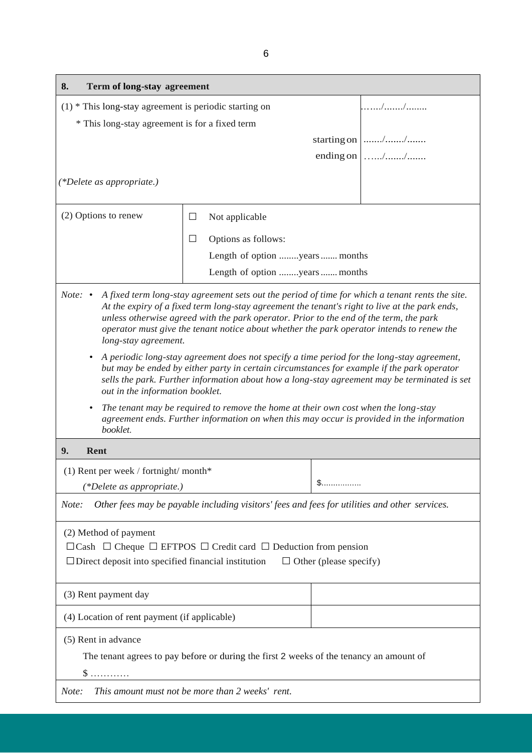## 8. Term of long-stay agreement

| | |
|---|---|
| (1) * This long-stay agreement is periodic starting on | ……/……./…….. |
| * This long-stay agreement is for a fixed term | |
| starting on | ……./……./……. |
| ending on | ……/……./……. |
| *(\*Delete as appropriate.)* | |

| | |
|---|---|
| (2) Options to renew | ☐ Not applicable<br>☐ Options as follows:<br>Length of option ……..years ……. months<br>Length of option ……..years ……. months |

*Note:*

- *A fixed term long-stay agreement sets out the period of time for which a tenant rents the site. At the expiry of a fixed term long-stay agreement the tenant's right to live at the park ends, unless otherwise agreed with the park operator. Prior to the end of the term, the park operator must give the tenant notice about whether the park operator intends to renew the long-stay agreement.*
- *A periodic long-stay agreement does not specify a time period for the long-stay agreement, but may be ended by either party in certain circumstances for example if the park operator sells the park. Further information about how a long-stay agreement may be terminated is set out in the information booklet.*
- *The tenant may be required to remove the home at their own cost when the long-stay agreement ends. Further information on when this may occur is provided in the information booklet.*

## 9. Rent

| | |
|---|---|
| (1) Rent per week / fortnight/ month*<br>*(\*Delete as appropriate.)* | $…………….. |

*Note: Other fees may be payable including visitors' fees and fees for utilities and other services.*

(2) Method of payment

☐ Cash ☐ Cheque ☐ EFTPOS ☐ Credit card ☐ Deduction from pension

☐ Direct deposit into specified financial institution ☐ Other (please specify)

| | |
|---|---|
| (3) Rent payment day | |
| (4) Location of rent payment (if applicable) | |

(5) Rent in advance

The tenant agrees to pay before or during the first 2 weeks of the tenancy an amount of

$ …………

*Note: This amount must not be more than 2 weeks' rent.*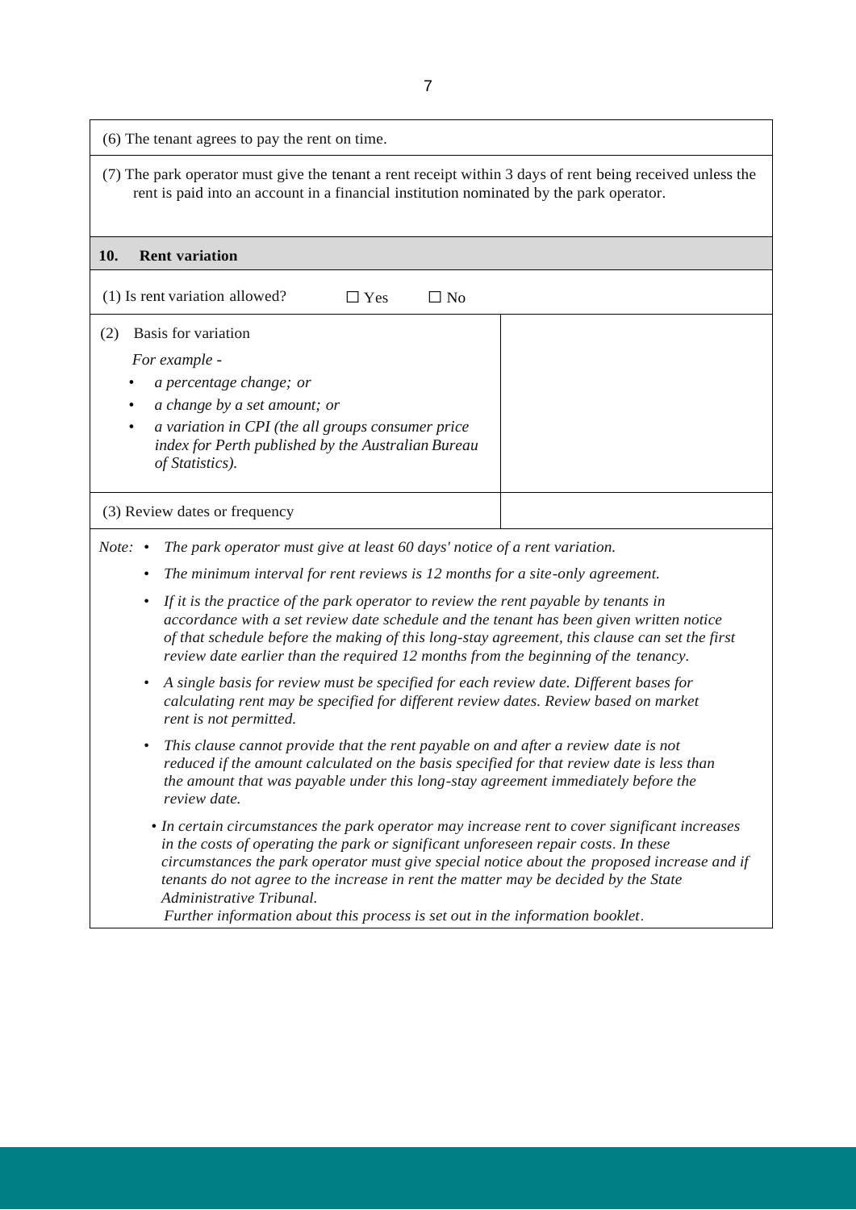(6) The tenant agrees to pay the rent on time.

(7) The park operator must give the tenant a rent receipt within 3 days of rent being received unless the rent is paid into an account in a financial institution nominated by the park operator.

## 10. Rent variation

(1) Is rent variation allowed? ☐ Yes ☐ No

| (2) Basis for variation<br>*For example -*<br>• *a percentage change; or*<br>• *a change by a set amount; or*<br>• *a variation in CPI (the all groups consumer price index for Perth published by the Australian Bureau of Statistics).* | |
|---|---|
| (3) Review dates or frequency | |

*Note:*

- *The park operator must give at least 60 days' notice of a rent variation.*
- *The minimum interval for rent reviews is 12 months for a site-only agreement.*
- *If it is the practice of the park operator to review the rent payable by tenants in accordance with a set review date schedule and the tenant has been given written notice of that schedule before the making of this long-stay agreement, this clause can set the first review date earlier than the required 12 months from the beginning of the tenancy.*
- *A single basis for review must be specified for each review date. Different bases for calculating rent may be specified for different review dates. Review based on market rent is not permitted.*
- *This clause cannot provide that the rent payable on and after a review date is not reduced if the amount calculated on the basis specified for that review date is less than the amount that was payable under this long-stay agreement immediately before the review date.*
- *In certain circumstances the park operator may increase rent to cover significant increases in the costs of operating the park or significant unforeseen repair costs. In these circumstances the park operator must give special notice about the proposed increase and if tenants do not agree to the increase in rent the matter may be decided by the State Administrative Tribunal.*
  *Further information about this process is set out in the information booklet.*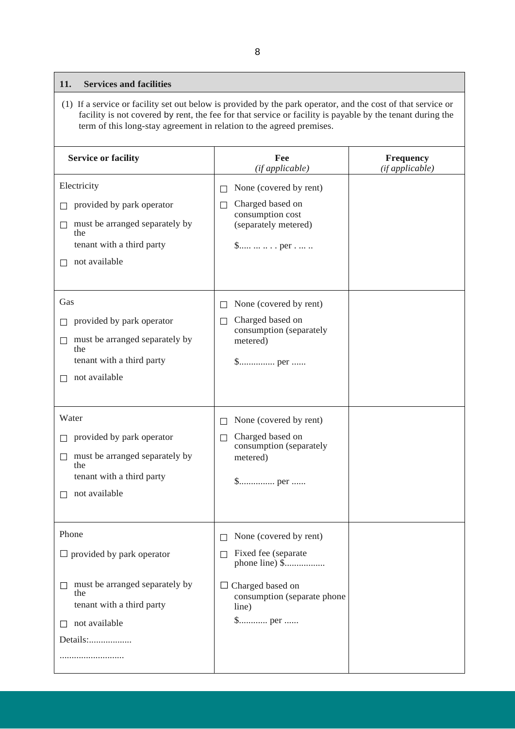## 11. Services and facilities

(1) If a service or facility set out below is provided by the park operator, and the cost of that service or facility is not covered by rent, the fee for that service or facility is payable by the tenant during the term of this long-stay agreement in relation to the agreed premises.

| Service or facility | Fee *(if applicable)* | Frequency *(if applicable)* |
|---|---|---|
| Electricity<br>☐ provided by park operator<br>☐ must be arranged separately by the tenant with a third party<br>☐ not available | ☐ None (covered by rent)<br>☐ Charged based on consumption cost (separately metered)<br>$..... ... .. . . per . ... .. | |
| Gas<br>☐ provided by park operator<br>☐ must be arranged separately by the tenant with a third party<br>☐ not available | ☐ None (covered by rent)<br>☐ Charged based on consumption (separately metered)<br>$............... per ...... | |
| Water<br>☐ provided by park operator<br>☐ must be arranged separately by the tenant with a third party<br>☐ not available | ☐ None (covered by rent)<br>☐ Charged based on consumption (separately metered)<br>$............... per ...... | |
| Phone<br>☐ provided by park operator<br>☐ must be arranged separately by the tenant with a third party<br>☐ not available<br>Details:..................<br>........................... | ☐ None (covered by rent)<br>☐ Fixed fee (separate phone line) $.................<br>☐ Charged based on consumption (separate phone line)<br>$............ per ...... | |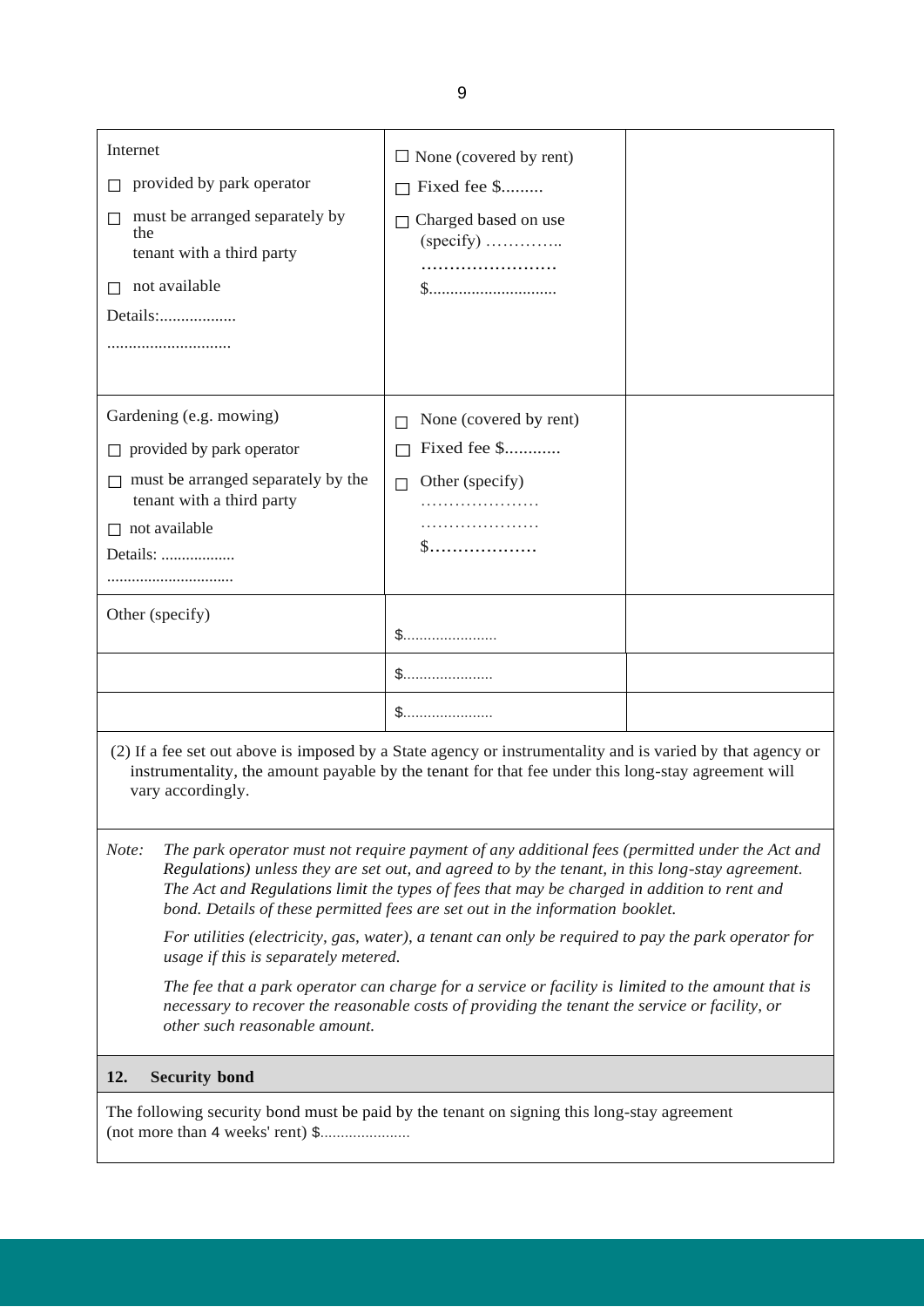| | | |
|---|---|---|
| Internet<br>☐ provided by park operator<br>☐ must be arranged separately by the tenant with a third party<br>☐ not available<br>Details:..................<br>............................ | ☐ None (covered by rent)<br>☐ Fixed fee $.........<br>☐ Charged based on use (specify) …………..<br>……………………<br>$.............................. | |
| Gardening (e.g. mowing)<br>☐ provided by park operator<br>☐ must be arranged separately by the tenant with a third party<br>☐ not available<br>Details: ..................<br>.............................. | ☐ None (covered by rent)<br>☐ Fixed fee $............<br>☐ Other (specify)<br>…………………<br>…………………<br>$………………. | |
| Other (specify) | $...................... | |
| | $...................... | |
| | $...................... | |

(2) If a fee set out above is imposed by a State agency or instrumentality and is varied by that agency or instrumentality, the amount payable by the tenant for that fee under this long-stay agreement will vary accordingly.

*Note: The park operator must not require payment of any additional fees (permitted under the Act and Regulations) unless they are set out, and agreed to by the tenant, in this long-stay agreement. The Act and Regulations limit the types of fees that may be charged in addition to rent and bond. Details of these permitted fees are set out in the information booklet.*

*For utilities (electricity, gas, water), a tenant can only be required to pay the park operator for usage if this is separately metered.*

*The fee that a park operator can charge for a service or facility is limited to the amount that is necessary to recover the reasonable costs of providing the tenant the service or facility, or other such reasonable amount.*

## 12. Security bond

The following security bond must be paid by the tenant on signing this long-stay agreement (not more than 4 weeks' rent) $......................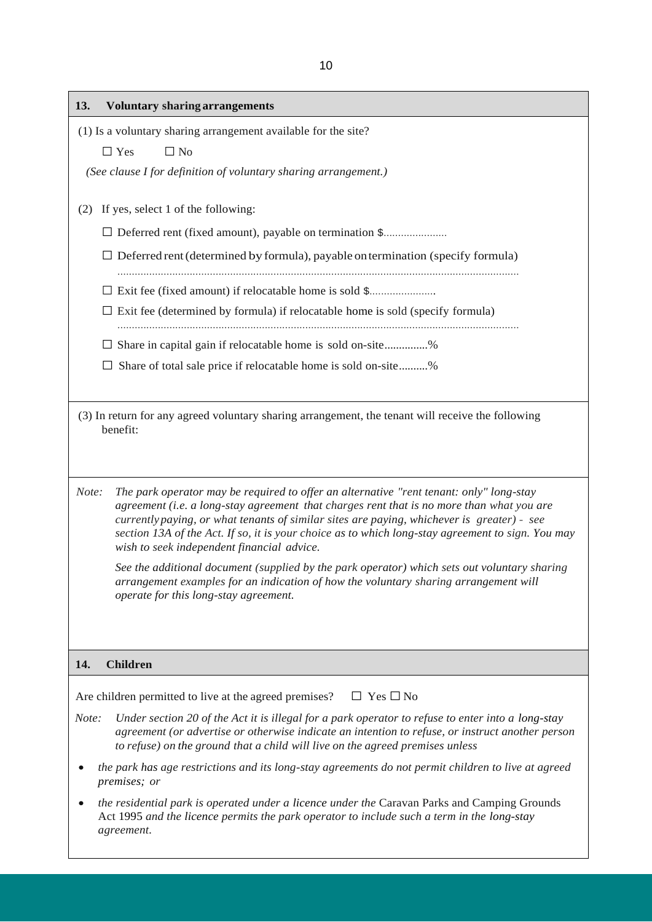## 13. Voluntary sharing arrangements

(1) Is a voluntary sharing arrangement available for the site?

☐ Yes ☐ No

*(See clause I for definition of voluntary sharing arrangement.)*

(2) If yes, select 1 of the following:

☐ Deferred rent (fixed amount), payable on termination $......................

☐ Deferred rent (determined by formula), payable on termination (specify formula)

..........................................................................................................................................

☐ Exit fee (fixed amount) if relocatable home is sold $.......................

☐ Exit fee (determined by formula) if relocatable home is sold (specify formula)

..........................................................................................................................................

☐ Share in capital gain if relocatable home is sold on-site..............%

☐ Share of total sale price if relocatable home is sold on-site..........%

(3) In return for any agreed voluntary sharing arrangement, the tenant will receive the following benefit:

*Note: The park operator may be required to offer an alternative "rent tenant: only" long-stay agreement (i.e. a long-stay agreement that charges rent that is no more than what you are currently paying, or what tenants of similar sites are paying, whichever is greater) - see section 13A of the Act. If so, it is your choice as to which long-stay agreement to sign. You may wish to seek independent financial advice.*

*See the additional document (supplied by the park operator) which sets out voluntary sharing arrangement examples for an indication of how the voluntary sharing arrangement will operate for this long-stay agreement.*

## 14. Children

Are children permitted to live at the agreed premises? ☐ Yes ☐ No

*Note: Under section 20 of the Act it is illegal for a park operator to refuse to enter into a long-stay agreement (or advertise or otherwise indicate an intention to refuse, or instruct another person to refuse) on the ground that a child will live on the agreed premises unless*

- *the park has age restrictions and its long-stay agreements do not permit children to live at agreed premises; or*
- *the residential park is operated under a licence under the* Caravan Parks and Camping Grounds Act 1995 *and the licence permits the park operator to include such a term in the long-stay agreement.*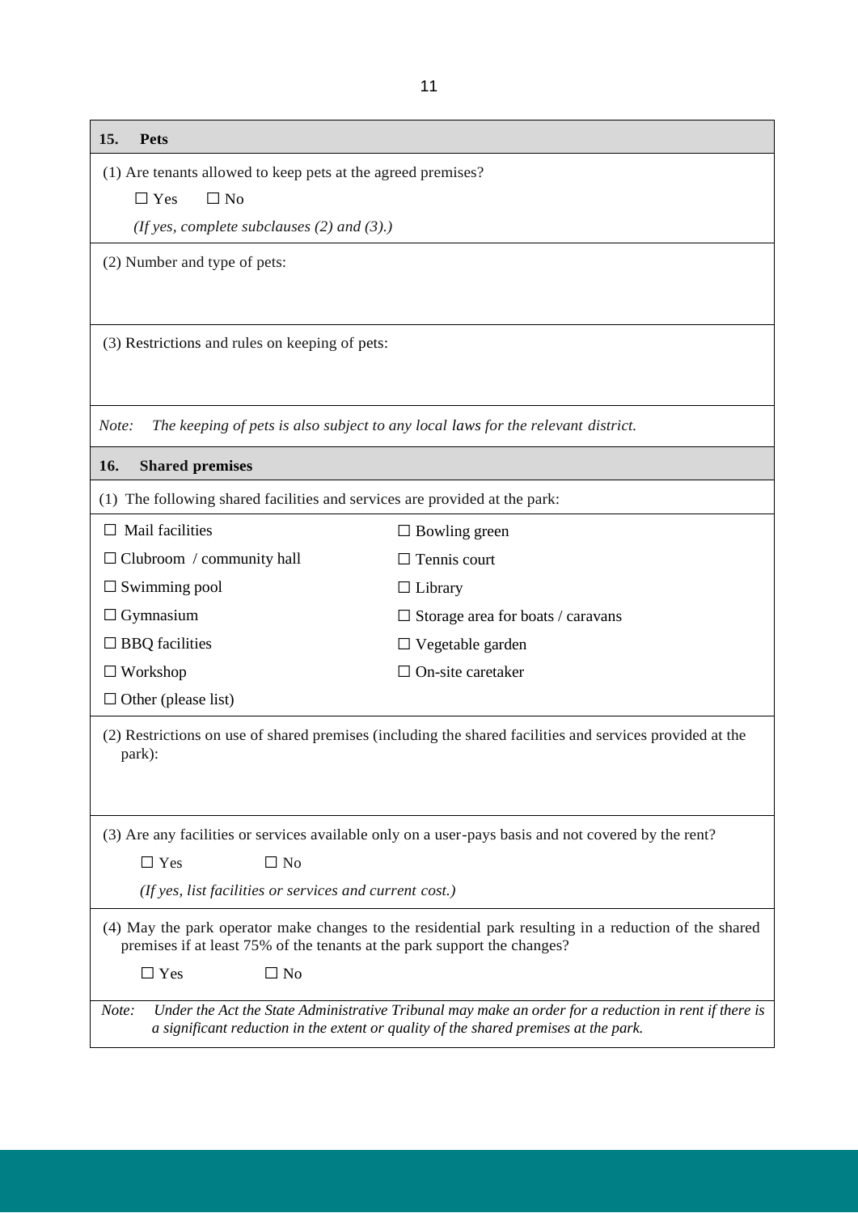## 15. Pets

(1) Are tenants allowed to keep pets at the agreed premises?

☐ Yes ☐ No

*(If yes, complete subclauses (2) and (3).)*

(2) Number and type of pets:

(3) Restrictions and rules on keeping of pets:

*Note: The keeping of pets is also subject to any local laws for the relevant district.*

## 16. Shared premises

(1) The following shared facilities and services are provided at the park:

| | |
|---|---|
| ☐ Mail facilities | ☐ Bowling green |
| ☐ Clubroom / community hall | ☐ Tennis court |
| ☐ Swimming pool | ☐ Library |
| ☐ Gymnasium | ☐ Storage area for boats / caravans |
| ☐ BBQ facilities | ☐ Vegetable garden |
| ☐ Workshop | ☐ On-site caretaker |
| ☐ Other (please list) | |

(2) Restrictions on use of shared premises (including the shared facilities and services provided at the park):

(3) Are any facilities or services available only on a user-pays basis and not covered by the rent?

☐ Yes ☐ No

*(If yes, list facilities or services and current cost.)*

(4) May the park operator make changes to the residential park resulting in a reduction of the shared premises if at least 75% of the tenants at the park support the changes?

☐ Yes ☐ No

*Note: Under the Act the State Administrative Tribunal may make an order for a reduction in rent if there is a significant reduction in the extent or quality of the shared premises at the park.*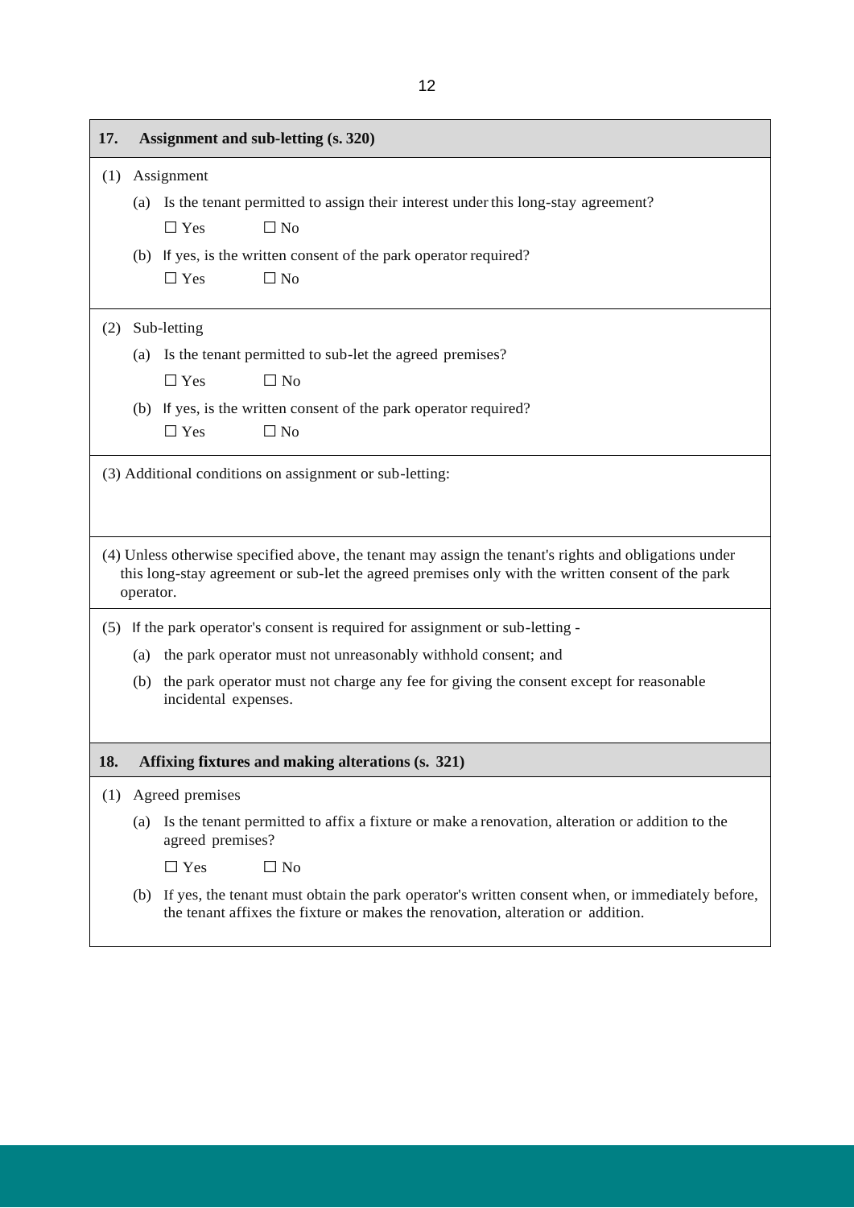## 17. Assignment and sub-letting (s. 320)

(1) Assignment

(a) Is the tenant permitted to assign their interest under this long-stay agreement?

☐ Yes ☐ No

(b) If yes, is the written consent of the park operator required?

☐ Yes ☐ No

(2) Sub-letting

(a) Is the tenant permitted to sub-let the agreed premises?

☐ Yes ☐ No

(b) If yes, is the written consent of the park operator required?

☐ Yes ☐ No

(3) Additional conditions on assignment or sub-letting:

(4) Unless otherwise specified above, the tenant may assign the tenant's rights and obligations under this long-stay agreement or sub-let the agreed premises only with the written consent of the park operator.

(5) If the park operator's consent is required for assignment or sub-letting -

(a) the park operator must not unreasonably withhold consent; and

(b) the park operator must not charge any fee for giving the consent except for reasonable incidental expenses.

## 18. Affixing fixtures and making alterations (s. 321)

(1) Agreed premises

(a) Is the tenant permitted to affix a fixture or make a renovation, alteration or addition to the agreed premises?

☐ Yes ☐ No

(b) If yes, the tenant must obtain the park operator's written consent when, or immediately before, the tenant affixes the fixture or makes the renovation, alteration or addition.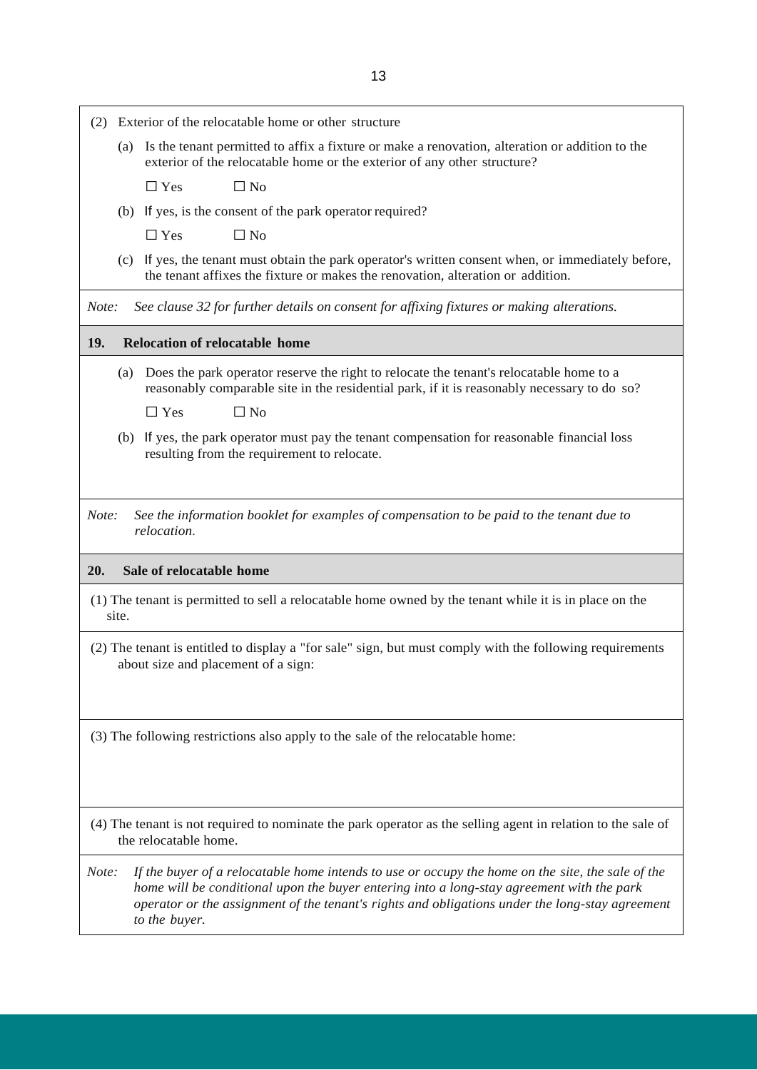(2) Exterior of the relocatable home or other structure

(a) Is the tenant permitted to affix a fixture or make a renovation, alteration or addition to the exterior of the relocatable home or the exterior of any other structure?

☐ Yes ☐ No

(b) If yes, is the consent of the park operator required?

☐ Yes ☐ No

(c) If yes, the tenant must obtain the park operator's written consent when, or immediately before, the tenant affixes the fixture or makes the renovation, alteration or addition.

*Note: See clause 32 for further details on consent for affixing fixtures or making alterations.*

## 19. Relocation of relocatable home

(a) Does the park operator reserve the right to relocate the tenant's relocatable home to a reasonably comparable site in the residential park, if it is reasonably necessary to do so?

☐ Yes ☐ No

(b) If yes, the park operator must pay the tenant compensation for reasonable financial loss resulting from the requirement to relocate.

*Note: See the information booklet for examples of compensation to be paid to the tenant due to relocation.*

## 20. Sale of relocatable home

(1) The tenant is permitted to sell a relocatable home owned by the tenant while it is in place on the site.

(2) The tenant is entitled to display a "for sale" sign, but must comply with the following requirements about size and placement of a sign:

(3) The following restrictions also apply to the sale of the relocatable home:

(4) The tenant is not required to nominate the park operator as the selling agent in relation to the sale of the relocatable home.

*Note: If the buyer of a relocatable home intends to use or occupy the home on the site, the sale of the home will be conditional upon the buyer entering into a long-stay agreement with the park operator or the assignment of the tenant's rights and obligations under the long-stay agreement to the buyer.*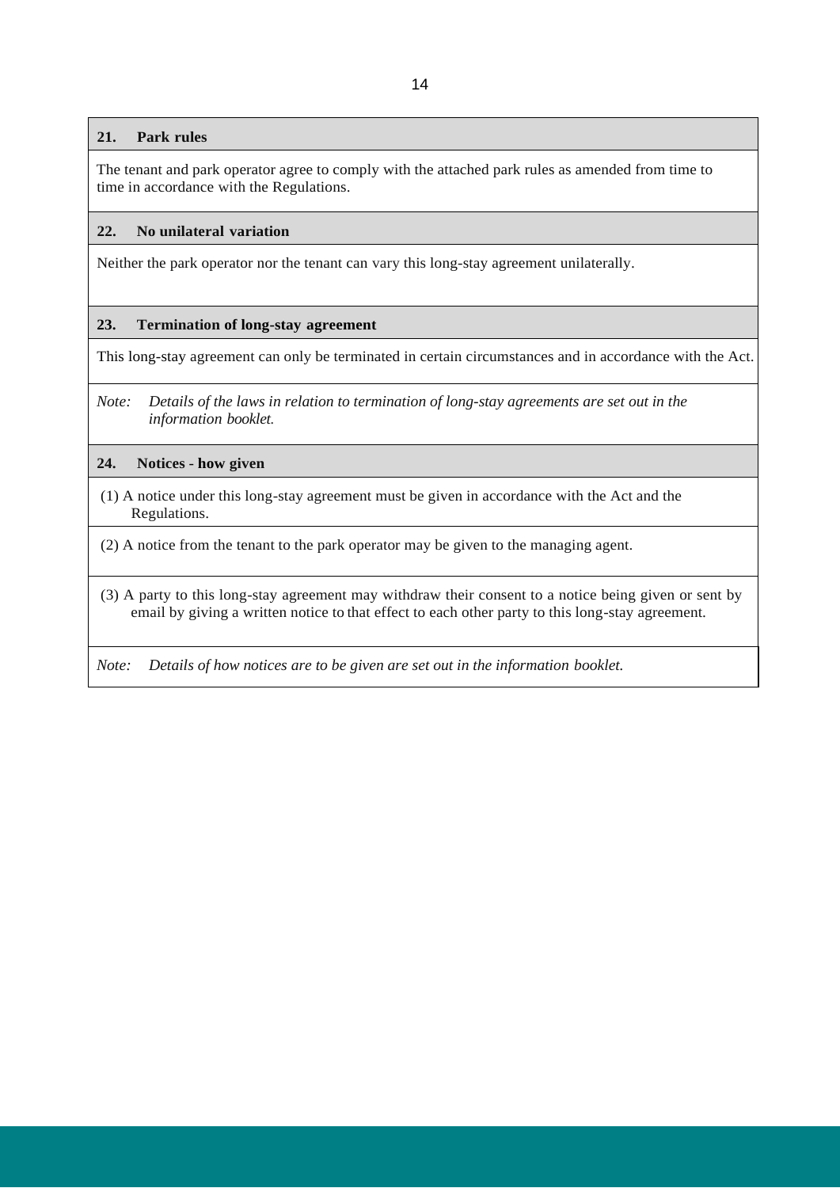### 21. Park rules

The tenant and park operator agree to comply with the attached park rules as amended from time to time in accordance with the Regulations.

### 22. No unilateral variation

Neither the park operator nor the tenant can vary this long-stay agreement unilaterally.

### 23. Termination of long-stay agreement

This long-stay agreement can only be terminated in certain circumstances and in accordance with the Act.

*Note: Details of the laws in relation to termination of long-stay agreements are set out in the information booklet.*

### 24. Notices - how given

(1) A notice under this long-stay agreement must be given in accordance with the Act and the Regulations.

(2) A notice from the tenant to the park operator may be given to the managing agent.

(3) A party to this long-stay agreement may withdraw their consent to a notice being given or sent by email by giving a written notice to that effect to each other party to this long-stay agreement.

*Note: Details of how notices are to be given are set out in the information booklet.*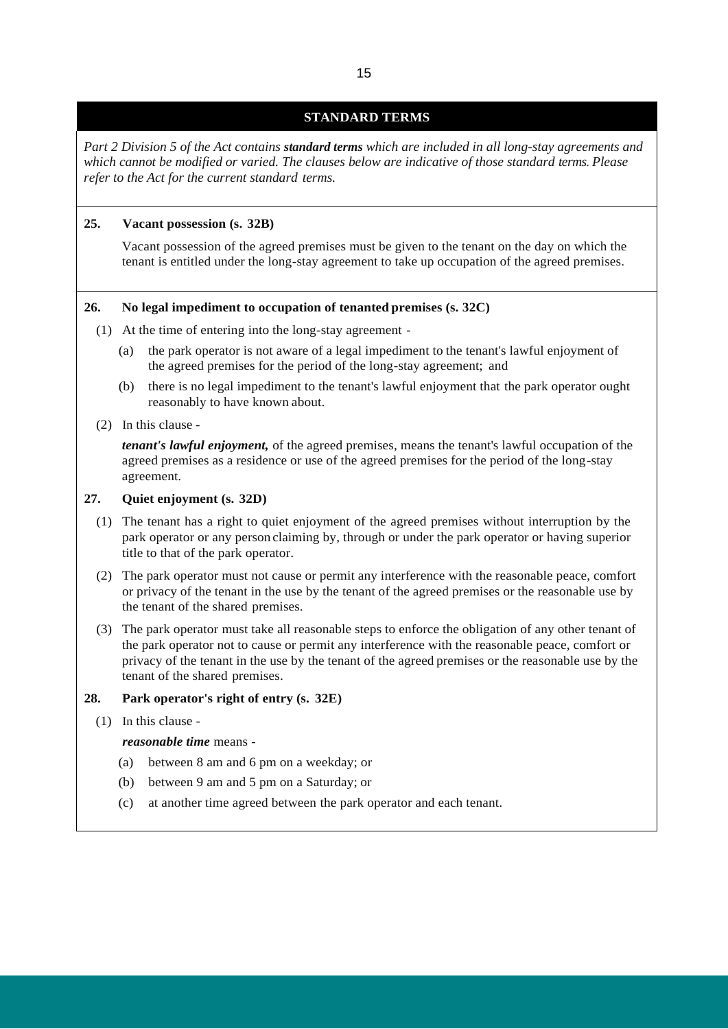## STANDARD TERMS

*Part 2 Division 5 of the Act contains **standard terms** which are included in all long-stay agreements and which cannot be modified or varied. The clauses below are indicative of those standard terms. Please refer to the Act for the current standard terms.*

**25. Vacant possession (s. 32B)**

Vacant possession of the agreed premises must be given to the tenant on the day on which the tenant is entitled under the long-stay agreement to take up occupation of the agreed premises.

**26. No legal impediment to occupation of tenanted premises (s. 32C)**

(1) At the time of entering into the long-stay agreement -

(a) the park operator is not aware of a legal impediment to the tenant's lawful enjoyment of the agreed premises for the period of the long-stay agreement; and

(b) there is no legal impediment to the tenant's lawful enjoyment that the park operator ought reasonably to have known about.

(2) In this clause -

***tenant's lawful enjoyment,*** of the agreed premises, means the tenant's lawful occupation of the agreed premises as a residence or use of the agreed premises for the period of the long-stay agreement.

**27. Quiet enjoyment (s. 32D)**

(1) The tenant has a right to quiet enjoyment of the agreed premises without interruption by the park operator or any person claiming by, through or under the park operator or having superior title to that of the park operator.

(2) The park operator must not cause or permit any interference with the reasonable peace, comfort or privacy of the tenant in the use by the tenant of the agreed premises or the reasonable use by the tenant of the shared premises.

(3) The park operator must take all reasonable steps to enforce the obligation of any other tenant of the park operator not to cause or permit any interference with the reasonable peace, comfort or privacy of the tenant in the use by the tenant of the agreed premises or the reasonable use by the tenant of the shared premises.

**28. Park operator's right of entry (s. 32E)**

(1) In this clause -

***reasonable time*** means -

(a) between 8 am and 6 pm on a weekday; or

(b) between 9 am and 5 pm on a Saturday; or

(c) at another time agreed between the park operator and each tenant.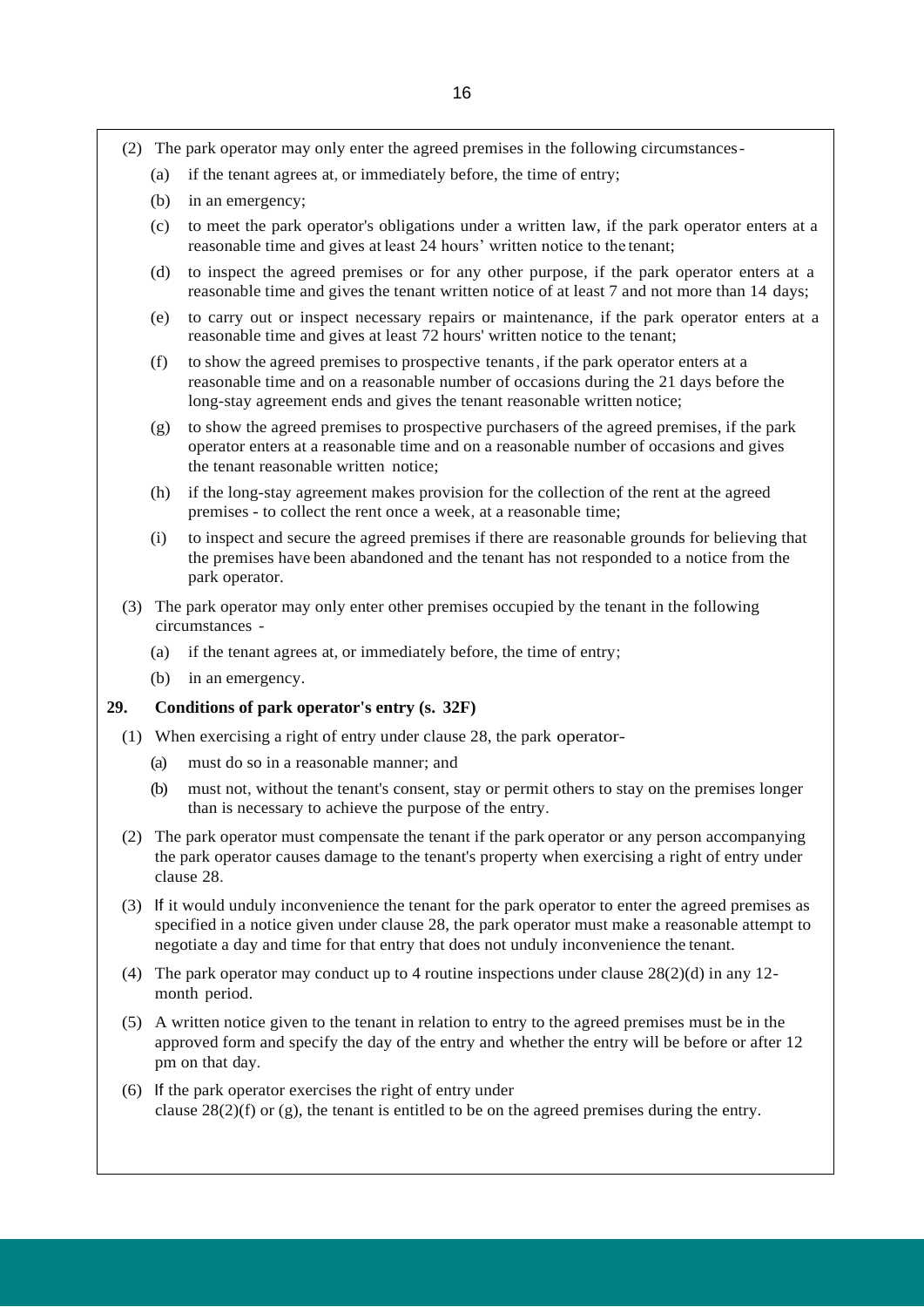(2) The park operator may only enter the agreed premises in the following circumstances-

- (a) if the tenant agrees at, or immediately before, the time of entry;
- (b) in an emergency;
- (c) to meet the park operator's obligations under a written law, if the park operator enters at a reasonable time and gives at least 24 hours' written notice to the tenant;
- (d) to inspect the agreed premises or for any other purpose, if the park operator enters at a reasonable time and gives the tenant written notice of at least 7 and not more than 14 days;
- (e) to carry out or inspect necessary repairs or maintenance, if the park operator enters at a reasonable time and gives at least 72 hours' written notice to the tenant;
- (f) to show the agreed premises to prospective tenants, if the park operator enters at a reasonable time and on a reasonable number of occasions during the 21 days before the long-stay agreement ends and gives the tenant reasonable written notice;
- (g) to show the agreed premises to prospective purchasers of the agreed premises, if the park operator enters at a reasonable time and on a reasonable number of occasions and gives the tenant reasonable written notice;
- (h) if the long-stay agreement makes provision for the collection of the rent at the agreed premises - to collect the rent once a week, at a reasonable time;
- (i) to inspect and secure the agreed premises if there are reasonable grounds for believing that the premises have been abandoned and the tenant has not responded to a notice from the park operator.

(3) The park operator may only enter other premises occupied by the tenant in the following circumstances -

- (a) if the tenant agrees at, or immediately before, the time of entry;
- (b) in an emergency.

### 29. Conditions of park operator's entry (s. 32F)

(1) When exercising a right of entry under clause 28, the park operator-

- (a) must do so in a reasonable manner; and
- (b) must not, without the tenant's consent, stay or permit others to stay on the premises longer than is necessary to achieve the purpose of the entry.

(2) The park operator must compensate the tenant if the park operator or any person accompanying the park operator causes damage to the tenant's property when exercising a right of entry under clause 28.

(3) If it would unduly inconvenience the tenant for the park operator to enter the agreed premises as specified in a notice given under clause 28, the park operator must make a reasonable attempt to negotiate a day and time for that entry that does not unduly inconvenience the tenant.

(4) The park operator may conduct up to 4 routine inspections under clause 28(2)(d) in any 12-month period.

(5) A written notice given to the tenant in relation to entry to the agreed premises must be in the approved form and specify the day of the entry and whether the entry will be before or after 12 pm on that day.

(6) If the park operator exercises the right of entry under clause 28(2)(f) or (g), the tenant is entitled to be on the agreed premises during the entry.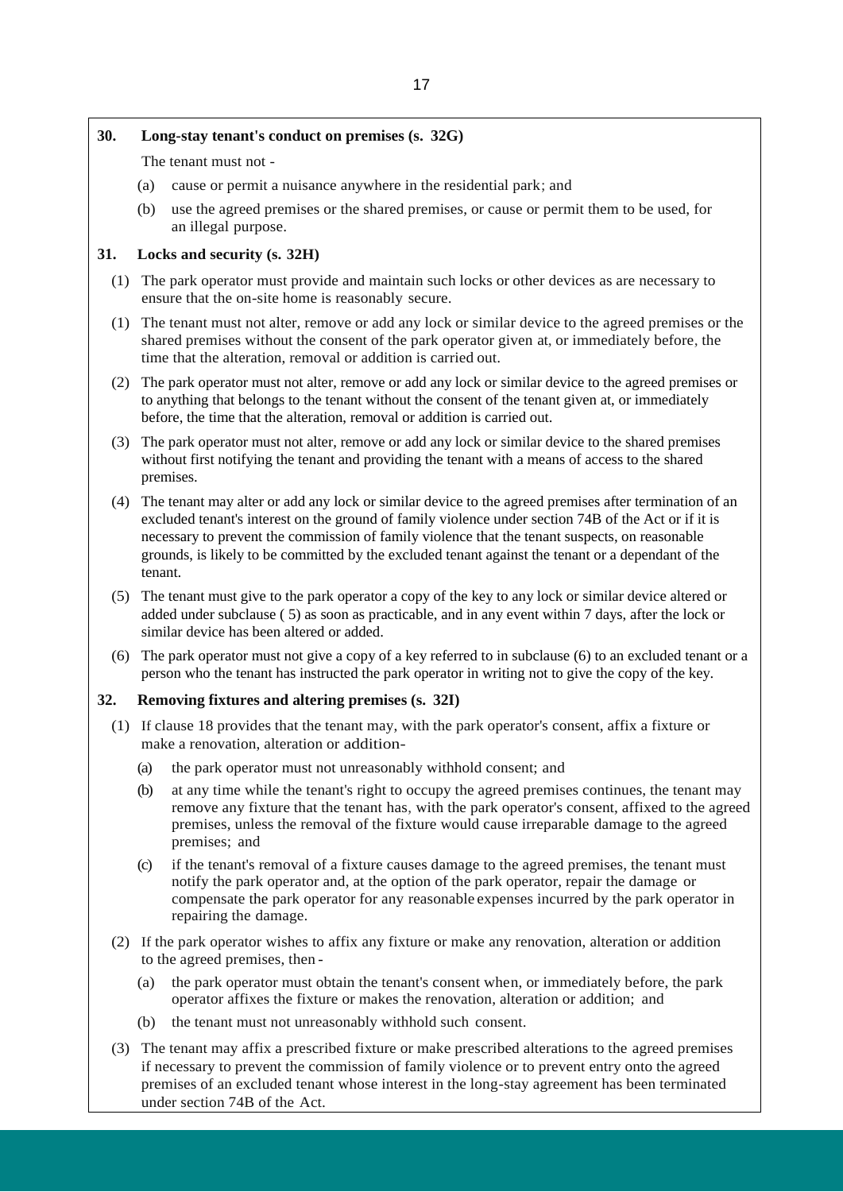## 30. Long-stay tenant's conduct on premises (s. 32G)

The tenant must not -

(a) cause or permit a nuisance anywhere in the residential park; and

(b) use the agreed premises or the shared premises, or cause or permit them to be used, for an illegal purpose.

## 31. Locks and security (s. 32H)

(1) The park operator must provide and maintain such locks or other devices as are necessary to ensure that the on-site home is reasonably secure.

(1) The tenant must not alter, remove or add any lock or similar device to the agreed premises or the shared premises without the consent of the park operator given at, or immediately before, the time that the alteration, removal or addition is carried out.

(2) The park operator must not alter, remove or add any lock or similar device to the agreed premises or to anything that belongs to the tenant without the consent of the tenant given at, or immediately before, the time that the alteration, removal or addition is carried out.

(3) The park operator must not alter, remove or add any lock or similar device to the shared premises without first notifying the tenant and providing the tenant with a means of access to the shared premises.

(4) The tenant may alter or add any lock or similar device to the agreed premises after termination of an excluded tenant's interest on the ground of family violence under section 74B of the Act or if it is necessary to prevent the commission of family violence that the tenant suspects, on reasonable grounds, is likely to be committed by the excluded tenant against the tenant or a dependant of the tenant.

(5) The tenant must give to the park operator a copy of the key to any lock or similar device altered or added under subclause ( 5) as soon as practicable, and in any event within 7 days, after the lock or similar device has been altered or added.

(6) The park operator must not give a copy of a key referred to in subclause (6) to an excluded tenant or a person who the tenant has instructed the park operator in writing not to give the copy of the key.

## 32. Removing fixtures and altering premises (s. 32I)

(1) If clause 18 provides that the tenant may, with the park operator's consent, affix a fixture or make a renovation, alteration or addition-

(a) the park operator must not unreasonably withhold consent; and

(b) at any time while the tenant's right to occupy the agreed premises continues, the tenant may remove any fixture that the tenant has, with the park operator's consent, affixed to the agreed premises, unless the removal of the fixture would cause irreparable damage to the agreed premises; and

(c) if the tenant's removal of a fixture causes damage to the agreed premises, the tenant must notify the park operator and, at the option of the park operator, repair the damage or compensate the park operator for any reasonable expenses incurred by the park operator in repairing the damage.

(2) If the park operator wishes to affix any fixture or make any renovation, alteration or addition to the agreed premises, then -

(a) the park operator must obtain the tenant's consent when, or immediately before, the park operator affixes the fixture or makes the renovation, alteration or addition; and

(b) the tenant must not unreasonably withhold such consent.

(3) The tenant may affix a prescribed fixture or make prescribed alterations to the agreed premises if necessary to prevent the commission of family violence or to prevent entry onto the agreed premises of an excluded tenant whose interest in the long-stay agreement has been terminated under section 74B of the Act.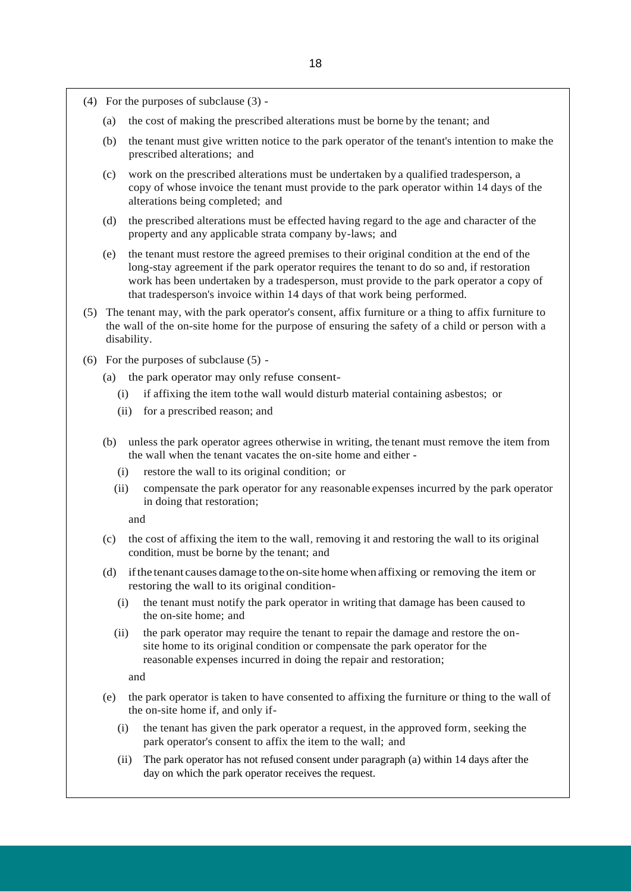(4) For the purposes of subclause (3) -

(a) the cost of making the prescribed alterations must be borne by the tenant; and

(b) the tenant must give written notice to the park operator of the tenant's intention to make the prescribed alterations; and

(c) work on the prescribed alterations must be undertaken by a qualified tradesperson, a copy of whose invoice the tenant must provide to the park operator within 14 days of the alterations being completed; and

(d) the prescribed alterations must be effected having regard to the age and character of the property and any applicable strata company by-laws; and

(e) the tenant must restore the agreed premises to their original condition at the end of the long-stay agreement if the park operator requires the tenant to do so and, if restoration work has been undertaken by a tradesperson, must provide to the park operator a copy of that tradesperson's invoice within 14 days of that work being performed.

(5) The tenant may, with the park operator's consent, affix furniture or a thing to affix furniture to the wall of the on-site home for the purpose of ensuring the safety of a child or person with a disability.

(6) For the purposes of subclause (5) -

(a) the park operator may only refuse consent-

(i) if affixing the item to the wall would disturb material containing asbestos; or

(ii) for a prescribed reason; and

(b) unless the park operator agrees otherwise in writing, the tenant must remove the item from the wall when the tenant vacates the on-site home and either -

(i) restore the wall to its original condition; or

(ii) compensate the park operator for any reasonable expenses incurred by the park operator in doing that restoration;

and

(c) the cost of affixing the item to the wall, removing it and restoring the wall to its original condition, must be borne by the tenant; and

(d) if the tenant causes damage to the on-site home when affixing or removing the item or restoring the wall to its original condition-

(i) the tenant must notify the park operator in writing that damage has been caused to the on-site home; and

(ii) the park operator may require the tenant to repair the damage and restore the on-site home to its original condition or compensate the park operator for the reasonable expenses incurred in doing the repair and restoration;

and

(e) the park operator is taken to have consented to affixing the furniture or thing to the wall of the on-site home if, and only if-

(i) the tenant has given the park operator a request, in the approved form, seeking the park operator's consent to affix the item to the wall; and

(ii) The park operator has not refused consent under paragraph (a) within 14 days after the day on which the park operator receives the request.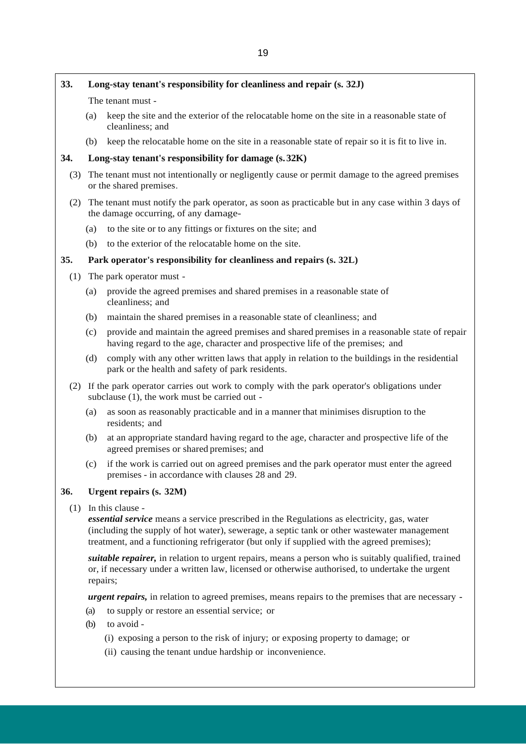## 33. Long-stay tenant's responsibility for cleanliness and repair (s. 32J)

The tenant must -

(a) keep the site and the exterior of the relocatable home on the site in a reasonable state of cleanliness; and

(b) keep the relocatable home on the site in a reasonable state of repair so it is fit to live in.

## 34. Long-stay tenant's responsibility for damage (s. 32K)

(3) The tenant must not intentionally or negligently cause or permit damage to the agreed premises or the shared premises.

(2) The tenant must notify the park operator, as soon as practicable but in any case within 3 days of the damage occurring, of any damage-

(a) to the site or to any fittings or fixtures on the site; and

(b) to the exterior of the relocatable home on the site.

## 35. Park operator's responsibility for cleanliness and repairs (s. 32L)

(1) The park operator must -

(a) provide the agreed premises and shared premises in a reasonable state of cleanliness; and

(b) maintain the shared premises in a reasonable state of cleanliness; and

(c) provide and maintain the agreed premises and shared premises in a reasonable state of repair having regard to the age, character and prospective life of the premises; and

(d) comply with any other written laws that apply in relation to the buildings in the residential park or the health and safety of park residents.

(2) If the park operator carries out work to comply with the park operator's obligations under subclause (1), the work must be carried out -

(a) as soon as reasonably practicable and in a manner that minimises disruption to the residents; and

(b) at an appropriate standard having regard to the age, character and prospective life of the agreed premises or shared premises; and

(c) if the work is carried out on agreed premises and the park operator must enter the agreed premises - in accordance with clauses 28 and 29.

## 36. Urgent repairs (s. 32M)

(1) In this clause -

***essential service*** means a service prescribed in the Regulations as electricity, gas, water (including the supply of hot water), sewerage, a septic tank or other wastewater management treatment, and a functioning refrigerator (but only if supplied with the agreed premises);

***suitable repairer,*** in relation to urgent repairs, means a person who is suitably qualified, trained or, if necessary under a written law, licensed or otherwise authorised, to undertake the urgent repairs;

***urgent repairs,*** in relation to agreed premises, means repairs to the premises that are necessary -

(a) to supply or restore an essential service; or

(b) to avoid -

(i) exposing a person to the risk of injury; or exposing property to damage; or

(ii) causing the tenant undue hardship or inconvenience.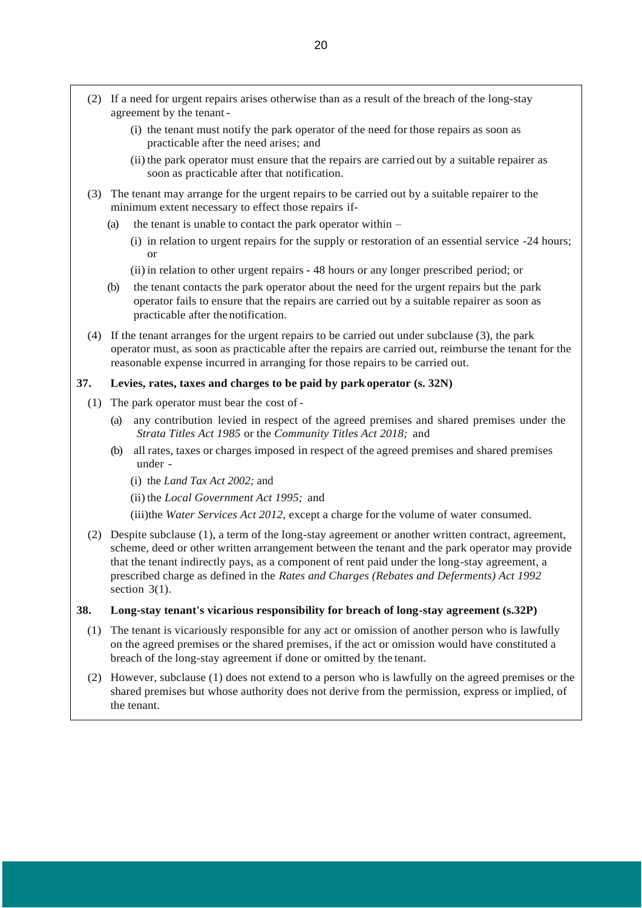(2) If a need for urgent repairs arises otherwise than as a result of the breach of the long-stay agreement by the tenant -

(i) the tenant must notify the park operator of the need for those repairs as soon as practicable after the need arises; and

(ii) the park operator must ensure that the repairs are carried out by a suitable repairer as soon as practicable after that notification.

(3) The tenant may arrange for the urgent repairs to be carried out by a suitable repairer to the minimum extent necessary to effect those repairs if-

(a) the tenant is unable to contact the park operator within –

(i) in relation to urgent repairs for the supply or restoration of an essential service -24 hours; or

(ii) in relation to other urgent repairs - 48 hours or any longer prescribed period; or

(b) the tenant contacts the park operator about the need for the urgent repairs but the park operator fails to ensure that the repairs are carried out by a suitable repairer as soon as practicable after the notification.

(4) If the tenant arranges for the urgent repairs to be carried out under subclause (3), the park operator must, as soon as practicable after the repairs are carried out, reimburse the tenant for the reasonable expense incurred in arranging for those repairs to be carried out.

**37. Levies, rates, taxes and charges to be paid by park operator (s. 32N)**

(1) The park operator must bear the cost of -

(a) any contribution levied in respect of the agreed premises and shared premises under the *Strata Titles Act 1985* or the *Community Titles Act 2018;* and

(b) all rates, taxes or charges imposed in respect of the agreed premises and shared premises under -

(i) the *Land Tax Act 2002;* and

(ii) the *Local Government Act 1995;* and

(iii) the *Water Services Act 2012,* except a charge for the volume of water consumed.

(2) Despite subclause (1), a term of the long-stay agreement or another written contract, agreement, scheme, deed or other written arrangement between the tenant and the park operator may provide that the tenant indirectly pays, as a component of rent paid under the long-stay agreement, a prescribed charge as defined in the *Rates and Charges (Rebates and Deferments) Act 1992* section 3(1).

**38. Long-stay tenant's vicarious responsibility for breach of long-stay agreement (s.32P)**

(1) The tenant is vicariously responsible for any act or omission of another person who is lawfully on the agreed premises or the shared premises, if the act or omission would have constituted a breach of the long-stay agreement if done or omitted by the tenant.

(2) However, subclause (1) does not extend to a person who is lawfully on the agreed premises or the shared premises but whose authority does not derive from the permission, express or implied, of the tenant.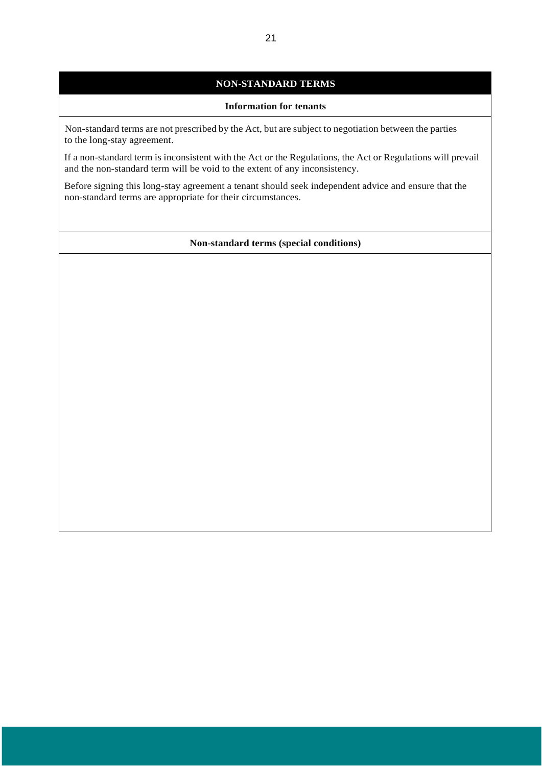## NON-STANDARD TERMS

### Information for tenants

Non-standard terms are not prescribed by the Act, but are subject to negotiation between the parties to the long-stay agreement.

If a non-standard term is inconsistent with the Act or the Regulations, the Act or Regulations will prevail and the non-standard term will be void to the extent of any inconsistency.

Before signing this long-stay agreement a tenant should seek independent advice and ensure that the non-standard terms are appropriate for their circumstances.

### Non-standard terms (special conditions)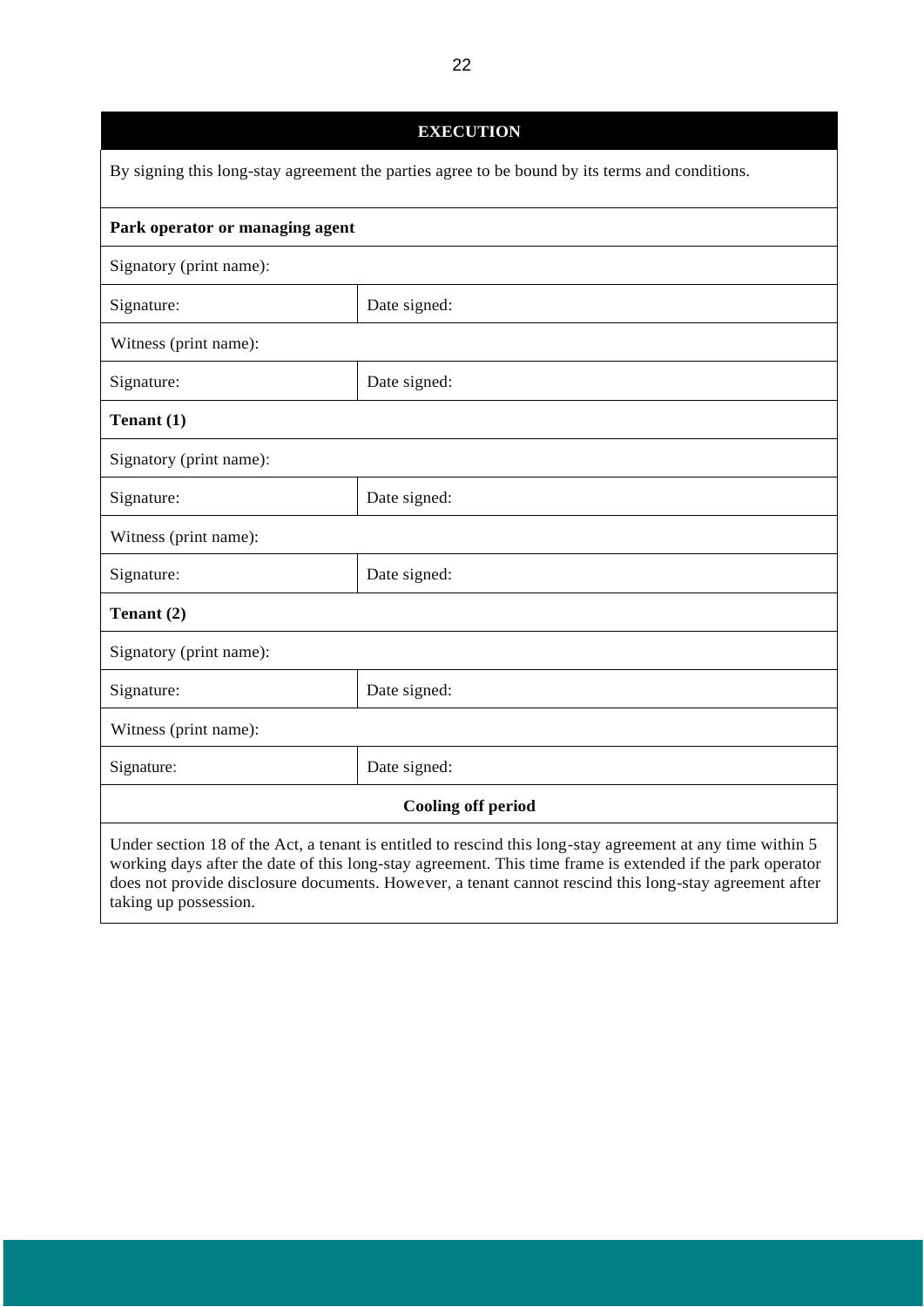## EXECUTION

By signing this long-stay agreement the parties agree to be bound by its terms and conditions.

| **Park operator or managing agent** | |
|---|---|
| Signatory (print name): | |
| Signature: | Date signed: |
| Witness (print name): | |
| Signature: | Date signed: |
| **Tenant (1)** | |
| Signatory (print name): | |
| Signature: | Date signed: |
| Witness (print name): | |
| Signature: | Date signed: |
| **Tenant (2)** | |
| Signatory (print name): | |
| Signature: | Date signed: |
| Witness (print name): | |
| Signature: | Date signed: |

**Cooling off period**

Under section 18 of the Act, a tenant is entitled to rescind this long-stay agreement at any time within 5 working days after the date of this long-stay agreement. This time frame is extended if the park operator does not provide disclosure documents. However, a tenant cannot rescind this long-stay agreement after taking up possession.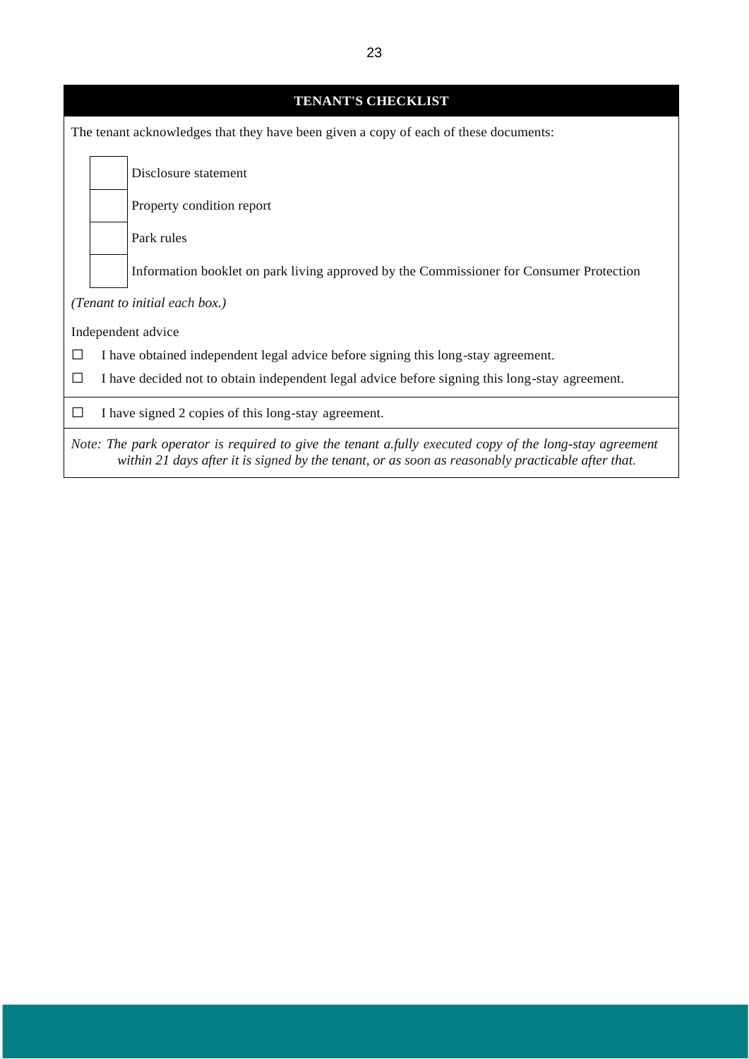## TENANT'S CHECKLIST

The tenant acknowledges that they have been given a copy of each of these documents:

| | |
|---|---|
| | Disclosure statement |
| | Property condition report |
| | Park rules |
| | Information booklet on park living approved by the Commissioner for Consumer Protection |

*(Tenant to initial each box.)*

Independent advice

☐ I have obtained independent legal advice before signing this long-stay agreement.

☐ I have decided not to obtain independent legal advice before signing this long-stay agreement.

☐ I have signed 2 copies of this long-stay agreement.

*Note: The park operator is required to give the tenant a.fully executed copy of the long-stay agreement within 21 days after it is signed by the tenant, or as soon as reasonably practicable after that.*